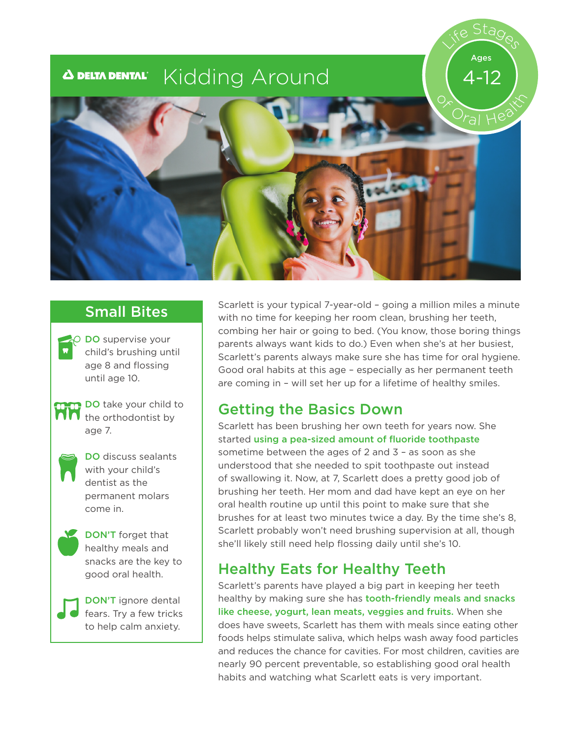DELTA DENTAL

# Kidding Around

Life Stages of Oral Health

Ages 4-12

## Small Bites

- **DO** supervise your child's brushing until age 8 and flossing until age 10.
- **DO** take your child to the orthodontist by age 7.
- **DO** discuss sealants with your child's dentist as the permanent molars come in.
- **DON'T** forget that healthy meals and snacks are the key to good oral health.
- **DON'T** ignore dental fears. Try a few tricks to help calm anxiety.

Scarlett is your typical 7-year-old – going a million miles a minute with no time for keeping her room clean, brushing her teeth, combing her hair or going to bed. (You know, those boring things parents always want kids to do.) Even when she's at her busiest, Scarlett's parents always make sure she has time for oral hygiene. Good oral habits at this age – especially as her permanent teeth are coming in – will set her up for a lifetime of healthy smiles.

## Getting the Basics Down

Scarlett has been brushing her own teeth for years now. She started using a pea-sized amount of fluoride toothpaste sometime between the ages of 2 and 3 – as soon as she understood that she needed to spit toothpaste out instead of swallowing it. Now, at 7, Scarlett does a pretty good job of brushing her teeth. Her mom and dad have kept an eye on her oral health routine up until this point to make sure that she brushes for at least two minutes twice a day. By the time she's 8, Scarlett probably won't need brushing supervision at all, though she'll likely still need help flossing daily until she's 10.

## Healthy Eats for Healthy Teeth

Scarlett's parents have played a big part in keeping her teeth healthy by making sure she has tooth-friendly meals and snacks like cheese, yogurt, lean meats, veggies and fruits. When she does have sweets, Scarlett has them with meals since eating other foods helps stimulate saliva, which helps wash away food particles and reduces the chance for cavities. For most children, cavities are nearly 90 percent preventable, so establishing good oral health habits and watching what Scarlett eats is very important.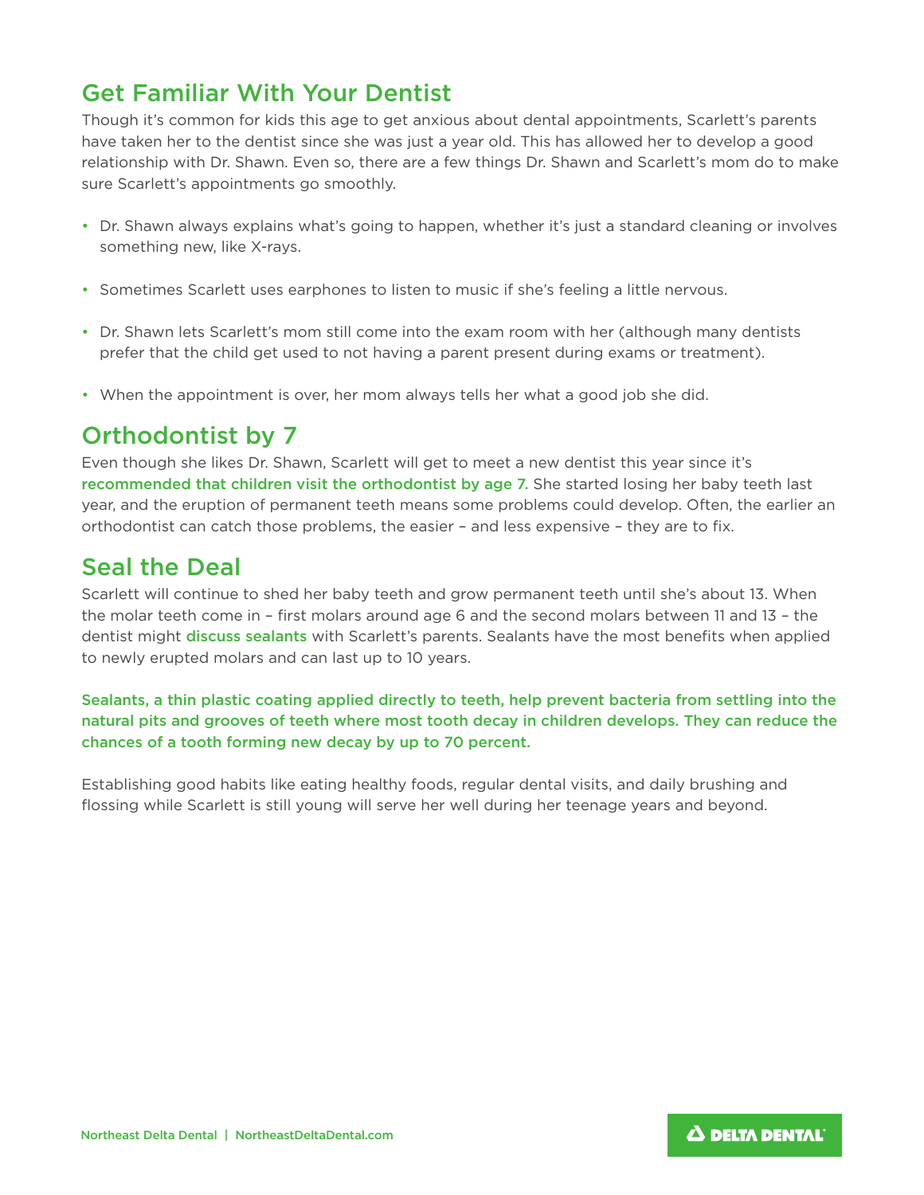## Get Familiar With Your Dentist

Though it's common for kids this age to get anxious about dental appointments, Scarlett's parents have taken her to the dentist since she was just a year old. This has allowed her to develop a good relationship with Dr. Shawn. Even so, there are a few things Dr. Shawn and Scarlett's mom do to make sure Scarlett's appointments go smoothly.

- Dr. Shawn always explains what's going to happen, whether it's just a standard cleaning or involves something new, like X-rays.
- Sometimes Scarlett uses earphones to listen to music if she's feeling a little nervous.
- Dr. Shawn lets Scarlett's mom still come into the exam room with her (although many dentists prefer that the child get used to not having a parent present during exams or treatment).
- When the appointment is over, her mom always tells her what a good job she did.

## Orthodontist by 7

Even though she likes Dr. Shawn, Scarlett will get to meet a new dentist this year since it's **recommended that children visit the orthodontist by age 7.** She started losing her baby teeth last year, and the eruption of permanent teeth means some problems could develop. Often, the earlier an orthodontist can catch those problems, the easier – and less expensive – they are to fix.

## Seal the Deal

Scarlett will continue to shed her baby teeth and grow permanent teeth until she's about 13. When the molar teeth come in – first molars around age 6 and the second molars between 11 and 13 – the dentist might **discuss sealants** with Scarlett's parents. Sealants have the most benefits when applied to newly erupted molars and can last up to 10 years.

**Sealants, a thin plastic coating applied directly to teeth, help prevent bacteria from settling into the natural pits and grooves of teeth where most tooth decay in children develops. They can reduce the chances of a tooth forming new decay by up to 70 percent.**

Establishing good habits like eating healthy foods, regular dental visits, and daily brushing and flossing while Scarlett is still young will serve her well during her teenage years and beyond.

Northeast Delta Dental | NortheastDeltaDental.com

DELTA DENTAL